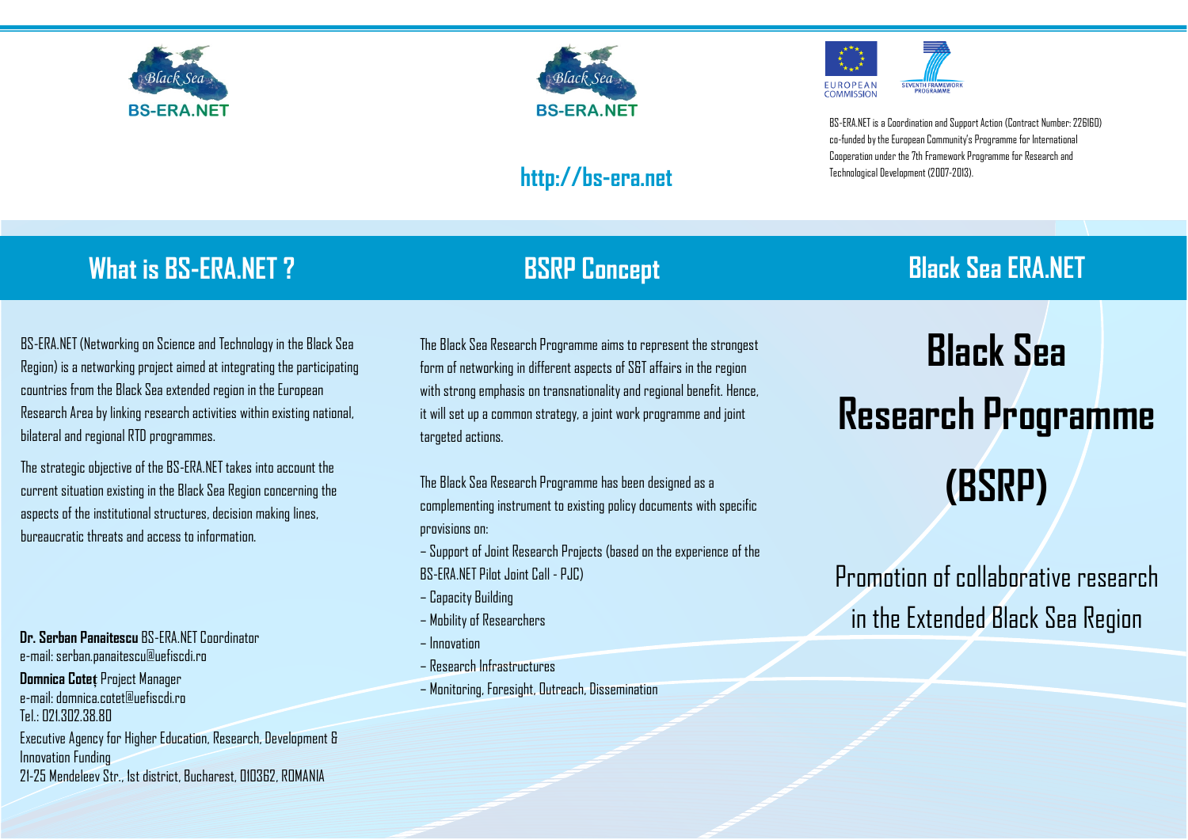BS-ERA.NET

BS-ERA.NET

http://bs-era.net

BS-ERA.NET is a Coordination and Support Action (Contract Number: 226160) co-funded by the European Community's Programme for International Cooperation under the 7th Framework Programme for Research and Technological Development (2007-2013).

## What is BS-ERA.NET ?

BS-ERA.NET (Networking on Science and Technology in the Black Sea Region) is a networking project aimed at integrating the participating countries from the Black Sea extended region in the European Research Area by linking research activities within existing national, bilateral and regional RTD programmes.

The strategic objective of the BS-ERA.NET takes into account the current situation existing in the Black Sea Region concerning the aspects of the institutional structures, decision making lines, bureaucratic threats and access to information.

**Dr. Serban Panaitescu** BS-ERA.NET Coordinator
e-mail: serban.panaitescu@uefiscdi.ro

**Domnica Coteț** Project Manager
e-mail: domnica.cotet@uefiscdi.ro
Tel.: 021.302.38.80

Executive Agency for Higher Education, Research, Development & Innovation Funding
21-25 Mendeleev Str., 1st district, Bucharest, 010362, ROMANIA

## BSRP Concept

The Black Sea Research Programme aims to represent the strongest form of networking in different aspects of S&T affairs in the region with strong emphasis on transnationality and regional benefit. Hence, it will set up a common strategy, a joint work programme and joint targeted actions.

The Black Sea Research Programme has been designed as a complementing instrument to existing policy documents with specific provisions on:

- Support of Joint Research Projects (based on the experience of the BS-ERA.NET Pilot Joint Call - PJC)
- Capacity Building
- Mobility of Researchers
- Innovation
- Research Infrastructures
- Monitoring, Foresight, Outreach, Dissemination

## Black Sea ERA.NET

# Black Sea Research Programme (BSRP)

Promotion of collaborative research in the Extended Black Sea Region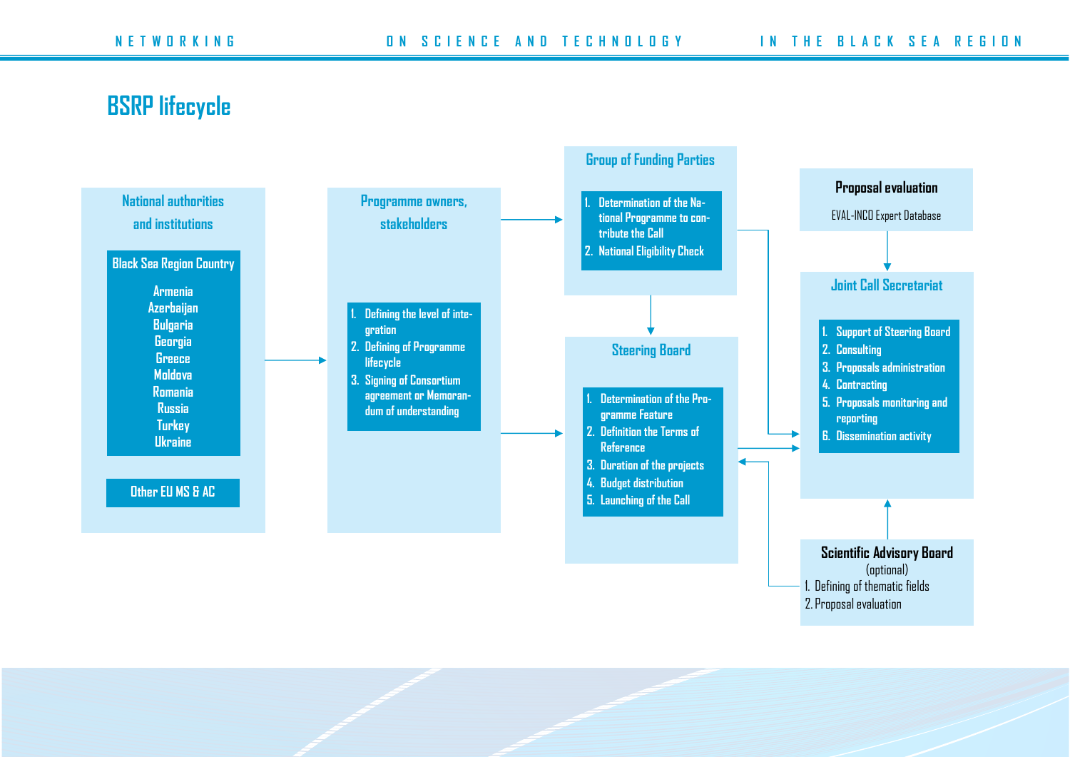## BSRP lifecycle

**National authorities and institutions**

Black Sea Region Country

Armenia
Azerbaijan
Bulgaria
Georgia
Greece
Moldova
Romania
Russia
Turkey
Ukraine

Other EU MS & AC

**Programme owners, stakeholders**

1. Defining the level of integration
2. Defining of Programme lifecycle
3. Signing of Consortium agreement or Memorandum of understanding

**Group of Funding Parties**

1. Determination of the National Programme to contribute the Call
2. National Eligibility Check

**Steering Board**

1. Determination of the Programme Feature
2. Definition the Terms of Reference
3. Duration of the projects
4. Budget distribution
5. Launching of the Call

**Proposal evaluation**

EVAL-INCO Expert Database

**Joint Call Secretariat**

1. Support of Steering Board
2. Consulting
3. Proposals administration
4. Contracting
5. Proposals monitoring and reporting
6. Dissemination activity

**Scientific Advisory Board**
(optional)

1. Defining of thematic fields
2. Proposal evaluation